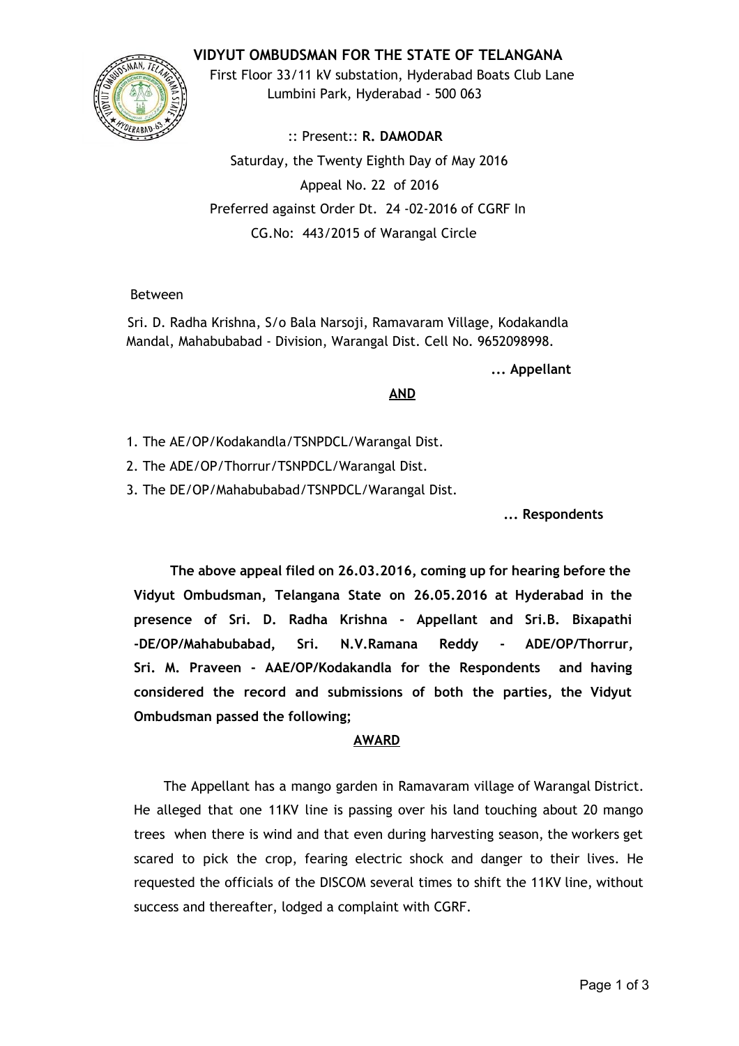# VIDYUT OMBUDSMAN FOR THE STATE OF TELANGANA

First Floor 33/11 kV substation, Hyderabad Boats Club Lane
Lumbini Park, Hyderabad - 500 063

:: Present:: **R. DAMODAR**

Saturday, the Twenty Eighth Day of May 2016

Appeal No. 22 of 2016

Preferred against Order Dt. 24 -02-2016 of CGRF In

CG.No: 443/2015 of Warangal Circle

Between

Sri. D. Radha Krishna, S/o Bala Narsoji, Ramavaram Village, Kodakandla Mandal, Mahabubabad - Division, Warangal Dist. Cell No. 9652098998.

**... Appellant**

**<u>AND</u>**

1. The AE/OP/Kodakandla/TSNPDCL/Warangal Dist.
2. The ADE/OP/Thorrur/TSNPDCL/Warangal Dist.
3. The DE/OP/Mahabubabad/TSNPDCL/Warangal Dist.

**... Respondents**

**The above appeal filed on 26.03.2016, coming up for hearing before the Vidyut Ombudsman, Telangana State on 26.05.2016 at Hyderabad in the presence of Sri. D. Radha Krishna - Appellant and Sri.B. Bixapathi -DE/OP/Mahabubabad, Sri. N.V.Ramana Reddy - ADE/OP/Thorrur, Sri. M. Praveen - AAE/OP/Kodakandla for the Respondents and having considered the record and submissions of both the parties, the Vidyut Ombudsman passed the following;**

**<u>AWARD</u>**

The Appellant has a mango garden in Ramavaram village of Warangal District. He alleged that one 11KV line is passing over his land touching about 20 mango trees when there is wind and that even during harvesting season, the workers get scared to pick the crop, fearing electric shock and danger to their lives. He requested the officials of the DISCOM several times to shift the 11KV line, without success and thereafter, lodged a complaint with CGRF.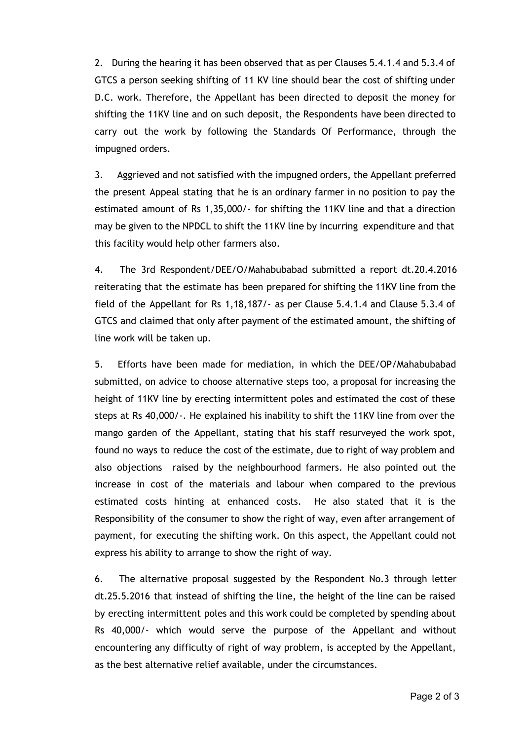2. During the hearing it has been observed that as per Clauses 5.4.1.4 and 5.3.4 of GTCS a person seeking shifting of 11 KV line should bear the cost of shifting under D.C. work. Therefore, the Appellant has been directed to deposit the money for shifting the 11KV line and on such deposit, the Respondents have been directed to carry out the work by following the Standards Of Performance, through the impugned orders.

3. Aggrieved and not satisfied with the impugned orders, the Appellant preferred the present Appeal stating that he is an ordinary farmer in no position to pay the estimated amount of Rs 1,35,000/- for shifting the 11KV line and that a direction may be given to the NPDCL to shift the 11KV line by incurring expenditure and that this facility would help other farmers also.

4. The 3rd Respondent/DEE/O/Mahabubabad submitted a report dt.20.4.2016 reiterating that the estimate has been prepared for shifting the 11KV line from the field of the Appellant for Rs 1,18,187/- as per Clause 5.4.1.4 and Clause 5.3.4 of GTCS and claimed that only after payment of the estimated amount, the shifting of line work will be taken up.

5. Efforts have been made for mediation, in which the DEE/OP/Mahabubabad submitted, on advice to choose alternative steps too, a proposal for increasing the height of 11KV line by erecting intermittent poles and estimated the cost of these steps at Rs 40,000/-. He explained his inability to shift the 11KV line from over the mango garden of the Appellant, stating that his staff resurveyed the work spot, found no ways to reduce the cost of the estimate, due to right of way problem and also objections raised by the neighbourhood farmers. He also pointed out the increase in cost of the materials and labour when compared to the previous estimated costs hinting at enhanced costs. He also stated that it is the Responsibility of the consumer to show the right of way, even after arrangement of payment, for executing the shifting work. On this aspect, the Appellant could not express his ability to arrange to show the right of way.

6. The alternative proposal suggested by the Respondent No.3 through letter dt.25.5.2016 that instead of shifting the line, the height of the line can be raised by erecting intermittent poles and this work could be completed by spending about Rs 40,000/- which would serve the purpose of the Appellant and without encountering any difficulty of right of way problem, is accepted by the Appellant, as the best alternative relief available, under the circumstances.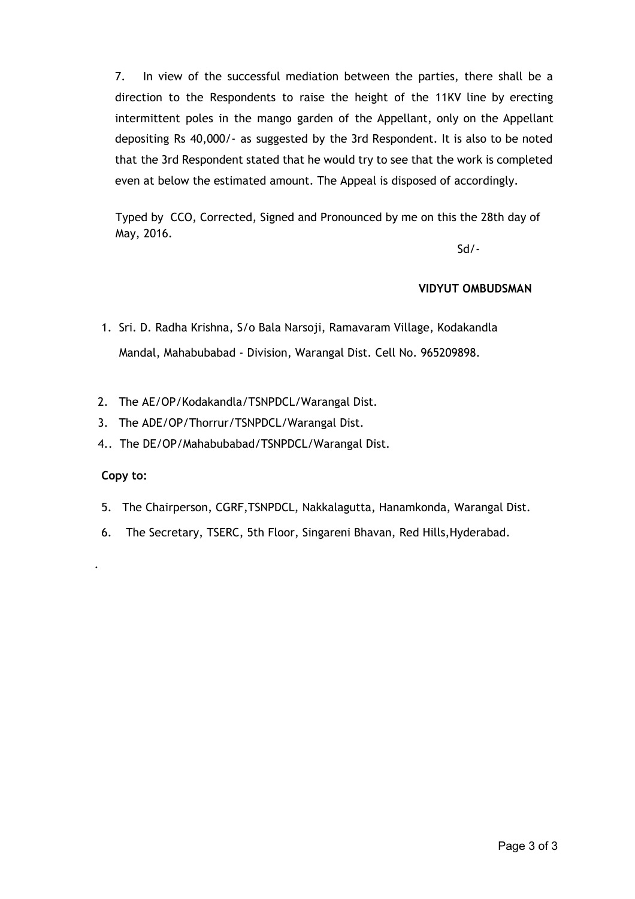7. In view of the successful mediation between the parties, there shall be a direction to the Respondents to raise the height of the 11KV line by erecting intermittent poles in the mango garden of the Appellant, only on the Appellant depositing Rs 40,000/- as suggested by the 3rd Respondent. It is also to be noted that the 3rd Respondent stated that he would try to see that the work is completed even at below the estimated amount. The Appeal is disposed of accordingly.

Typed by CCO, Corrected, Signed and Pronounced by me on this the 28th day of May, 2016.

Sd/-

**VIDYUT OMBUDSMAN**

1. Sri. D. Radha Krishna, S/o Bala Narsoji, Ramavaram Village, Kodakandla Mandal, Mahabubabad - Division, Warangal Dist. Cell No. 965209898.

2. The AE/OP/Kodakandla/TSNPDCL/Warangal Dist.
3. The ADE/OP/Thorrur/TSNPDCL/Warangal Dist.
4.. The DE/OP/Mahabubabad/TSNPDCL/Warangal Dist.

**Copy to:**

5. The Chairperson, CGRF,TSNPDCL, Nakkalagutta, Hanamkonda, Warangal Dist.
6. The Secretary, TSERC, 5th Floor, Singareni Bhavan, Red Hills,Hyderabad.

.